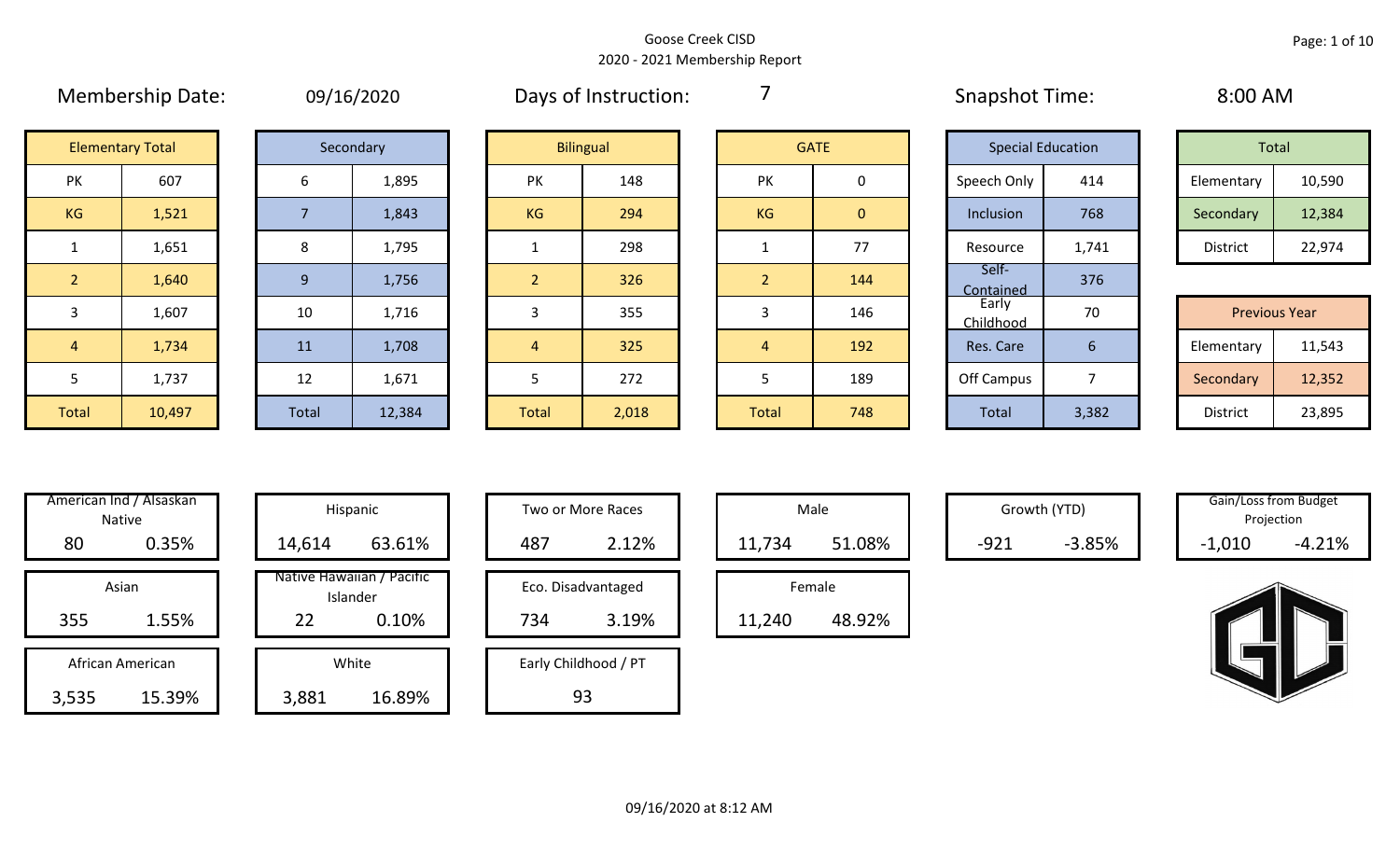# Goose Creek CISD
## 2020 - 2021 Membership Report

**Membership Date:** 09/16/2020 | **Days of Instruction:** 7 | **Snapshot Time:** 8:00 AM

| Elementary Total | |
|---|---|
| PK | 607 |
| KG | 1,521 |
| 1 | 1,651 |
| 2 | 1,640 |
| 3 | 1,607 |
| 4 | 1,734 |
| 5 | 1,737 |
| Total | 10,497 |

| Secondary | |
|---|---|
| 6 | 1,895 |
| 7 | 1,843 |
| 8 | 1,795 |
| 9 | 1,756 |
| 10 | 1,716 |
| 11 | 1,708 |
| 12 | 1,671 |
| Total | 12,384 |

| Bilingual | |
|---|---|
| PK | 148 |
| KG | 294 |
| 1 | 298 |
| 2 | 326 |
| 3 | 355 |
| 4 | 325 |
| 5 | 272 |
| Total | 2,018 |

| GATE | |
|---|---|
| PK | 0 |
| KG | 0 |
| 1 | 77 |
| 2 | 144 |
| 3 | 146 |
| 4 | 192 |
| 5 | 189 |
| Total | 748 |

| Special Education | |
|---|---|
| Speech Only | 414 |
| Inclusion | 768 |
| Resource | 1,741 |
| Self-Contained | 376 |
| Early Childhood | 70 |
| Res. Care | 6 |
| Off Campus | 7 |
| Total | 3,382 |

| Total | |
|---|---|
| Elementary | 10,590 |
| Secondary | 12,384 |
| District | 22,974 |

| Previous Year | |
|---|---|
| Elementary | 11,543 |
| Secondary | 12,352 |
| District | 23,895 |

| Category | Count | Percent |
|---|---|---|
| American Ind / Alsaskan Native | 80 | 0.35% |
| Asian | 355 | 1.55% |
| African American | 3,535 | 15.39% |
| Hispanic | 14,614 | 63.61% |
| Native Hawaiian / Pacific Islander | 22 | 0.10% |
| White | 3,881 | 16.89% |
| Two or More Races | 487 | 2.12% |
| Eco. Disadvantaged | 734 | 3.19% |
| Early Childhood / PT | 93 | |
| Male | 11,734 | 51.08% |
| Female | 11,240 | 48.92% |
| Growth (YTD) | -921 | -3.85% |
| Gain/Loss from Budget Projection | -1,010 | -4.21% |

09/16/2020 at 8:12 AM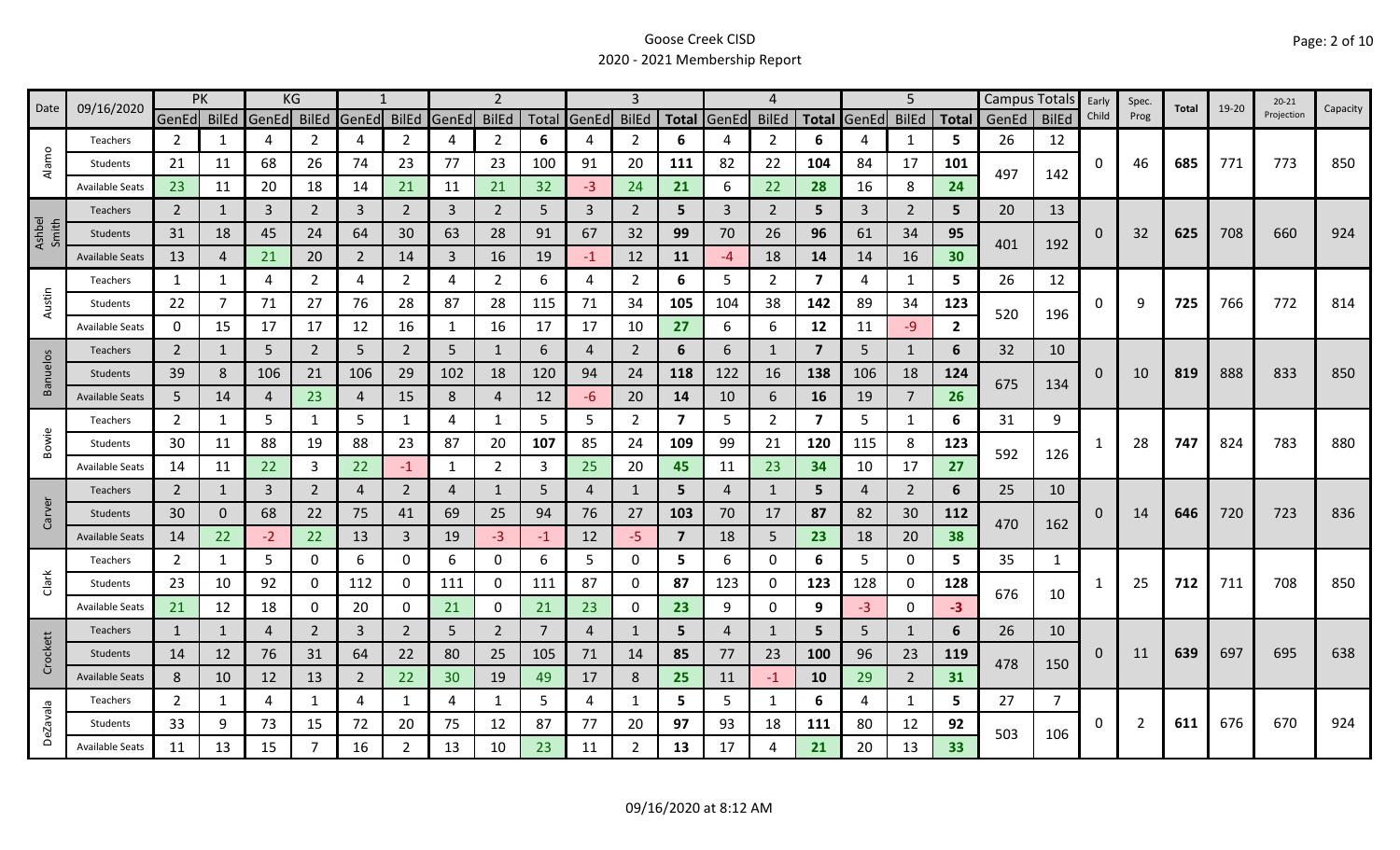# Goose Creek CISD

## 2020 - 2021 Membership Report

| Date | 09/16/2020 | PK | | KG | | 1 | | 2 | | | 3 | | | 4 | | | 5 | | | Campus Totals | | Early Child | Spec. Prog | Total | 19-20 | 20-21 Projection | Capacity |
|---|---|---|---|---|---|---|---|---|---|---|---|---|---|---|---|---|---|---|---|---|---|---|---|---|---|---|---|
| | | GenEd | BilEd | GenEd | BilEd | GenEd | BilEd | GenEd | BilEd | Total | GenEd | BilEd | Total | GenEd | BilEd | Total | GenEd | BilEd | Total | GenEd | BilEd | | | | | | |
| Alamo | Teachers | 2 | 1 | 4 | 2 | 4 | 2 | 4 | 2 | 6 | 4 | 2 | 6 | 4 | 2 | 6 | 4 | 1 | 5 | 26 | 12 | 0 | 46 | 685 | 771 | 773 | 850 |
| | Students | 21 | 11 | 68 | 26 | 74 | 23 | 77 | 23 | 100 | 91 | 20 | 111 | 82 | 22 | 104 | 84 | 17 | 101 | 497 | 142 | | | | | | |
| | Available Seats | 23 | 11 | 20 | 18 | 14 | 21 | 11 | 21 | 32 | -3 | 24 | 21 | 6 | 22 | 28 | 16 | 8 | 24 | | | | | | | | |
| Ashbel Smith | Teachers | 2 | 1 | 3 | 2 | 3 | 2 | 3 | 2 | 5 | 3 | 2 | 5 | 3 | 2 | 5 | 3 | 2 | 5 | 20 | 13 | 0 | 32 | 625 | 708 | 660 | 924 |
| | Students | 31 | 18 | 45 | 24 | 64 | 30 | 63 | 28 | 91 | 67 | 32 | 99 | 70 | 26 | 96 | 61 | 34 | 95 | 401 | 192 | | | | | | |
| | Available Seats | 13 | 4 | 21 | 20 | 2 | 14 | 3 | 16 | 19 | -1 | 12 | 11 | -4 | 18 | 14 | 14 | 16 | 30 | | | | | | | | |
| Austin | Teachers | 1 | 1 | 4 | 2 | 4 | 2 | 4 | 2 | 6 | 4 | 2 | 6 | 5 | 2 | 7 | 4 | 1 | 5 | 26 | 12 | 0 | 9 | 725 | 766 | 772 | 814 |
| | Students | 22 | 7 | 71 | 27 | 76 | 28 | 87 | 28 | 115 | 71 | 34 | 105 | 104 | 38 | 142 | 89 | 34 | 123 | 520 | 196 | | | | | | |
| | Available Seats | 0 | 15 | 17 | 17 | 12 | 16 | 1 | 16 | 17 | 17 | 10 | 27 | 6 | 6 | 12 | 11 | -9 | 2 | | | | | | | | |
| Banuelos | Teachers | 2 | 1 | 5 | 2 | 5 | 2 | 5 | 1 | 6 | 4 | 2 | 6 | 6 | 1 | 7 | 5 | 1 | 6 | 32 | 10 | 0 | 10 | 819 | 888 | 833 | 850 |
| | Students | 39 | 8 | 106 | 21 | 106 | 29 | 102 | 18 | 120 | 94 | 24 | 118 | 122 | 16 | 138 | 106 | 18 | 124 | 675 | 134 | | | | | | |
| | Available Seats | 5 | 14 | 4 | 23 | 4 | 15 | 8 | 4 | 12 | -6 | 20 | 14 | 10 | 6 | 16 | 19 | 7 | 26 | | | | | | | | |
| Bowie | Teachers | 2 | 1 | 5 | 1 | 5 | 1 | 4 | 1 | 5 | 5 | 2 | 7 | 5 | 2 | 7 | 5 | 1 | 6 | 31 | 9 | 1 | 28 | 747 | 824 | 783 | 880 |
| | Students | 30 | 11 | 88 | 19 | 88 | 23 | 87 | 20 | 107 | 85 | 24 | 109 | 99 | 21 | 120 | 115 | 8 | 123 | 592 | 126 | | | | | | |
| | Available Seats | 14 | 11 | 22 | 3 | 22 | -1 | 1 | 2 | 3 | 25 | 20 | 45 | 11 | 23 | 34 | 10 | 17 | 27 | | | | | | | | |
| Carver | Teachers | 2 | 1 | 3 | 2 | 4 | 2 | 4 | 1 | 5 | 4 | 1 | 5 | 4 | 1 | 5 | 4 | 2 | 6 | 25 | 10 | 0 | 14 | 646 | 720 | 723 | 836 |
| | Students | 30 | 0 | 68 | 22 | 75 | 41 | 69 | 25 | 94 | 76 | 27 | 103 | 70 | 17 | 87 | 82 | 30 | 112 | 470 | 162 | | | | | | |
| | Available Seats | 14 | 22 | -2 | 22 | 13 | 3 | 19 | -3 | -1 | 12 | -5 | 7 | 18 | 5 | 23 | 18 | 20 | 38 | | | | | | | | |
| Clark | Teachers | 2 | 1 | 5 | 0 | 6 | 0 | 6 | 0 | 6 | 5 | 0 | 5 | 6 | 0 | 6 | 5 | 0 | 5 | 35 | 1 | 1 | 25 | 712 | 711 | 708 | 850 |
| | Students | 23 | 10 | 92 | 0 | 112 | 0 | 111 | 0 | 111 | 87 | 0 | 87 | 123 | 0 | 123 | 128 | 0 | 128 | 676 | 10 | | | | | | |
| | Available Seats | 21 | 12 | 18 | 0 | 20 | 0 | 21 | 0 | 21 | 23 | 0 | 23 | 9 | 0 | 9 | -3 | 0 | -3 | | | | | | | | |
| Crockett | Teachers | 1 | 1 | 4 | 2 | 3 | 2 | 5 | 2 | 7 | 4 | 1 | 5 | 4 | 1 | 5 | 5 | 1 | 6 | 26 | 10 | 0 | 11 | 639 | 697 | 695 | 638 |
| | Students | 14 | 12 | 76 | 31 | 64 | 22 | 80 | 25 | 105 | 71 | 14 | 85 | 77 | 23 | 100 | 96 | 23 | 119 | 478 | 150 | | | | | | |
| | Available Seats | 8 | 10 | 12 | 13 | 2 | 22 | 30 | 19 | 49 | 17 | 8 | 25 | 11 | -1 | 10 | 29 | 2 | 31 | | | | | | | | |
| DeZavala | Teachers | 2 | 1 | 4 | 1 | 4 | 1 | 4 | 1 | 5 | 4 | 1 | 5 | 5 | 1 | 6 | 4 | 1 | 5 | 27 | 7 | 0 | 2 | 611 | 676 | 670 | 924 |
| | Students | 33 | 9 | 73 | 15 | 72 | 20 | 75 | 12 | 87 | 77 | 20 | 97 | 93 | 18 | 111 | 80 | 12 | 92 | 503 | 106 | | | | | | |
| | Available Seats | 11 | 13 | 15 | 7 | 16 | 2 | 13 | 10 | 23 | 11 | 2 | 13 | 17 | 4 | 21 | 20 | 13 | 33 | | | | | | | | |

09/16/2020 at 8:12 AM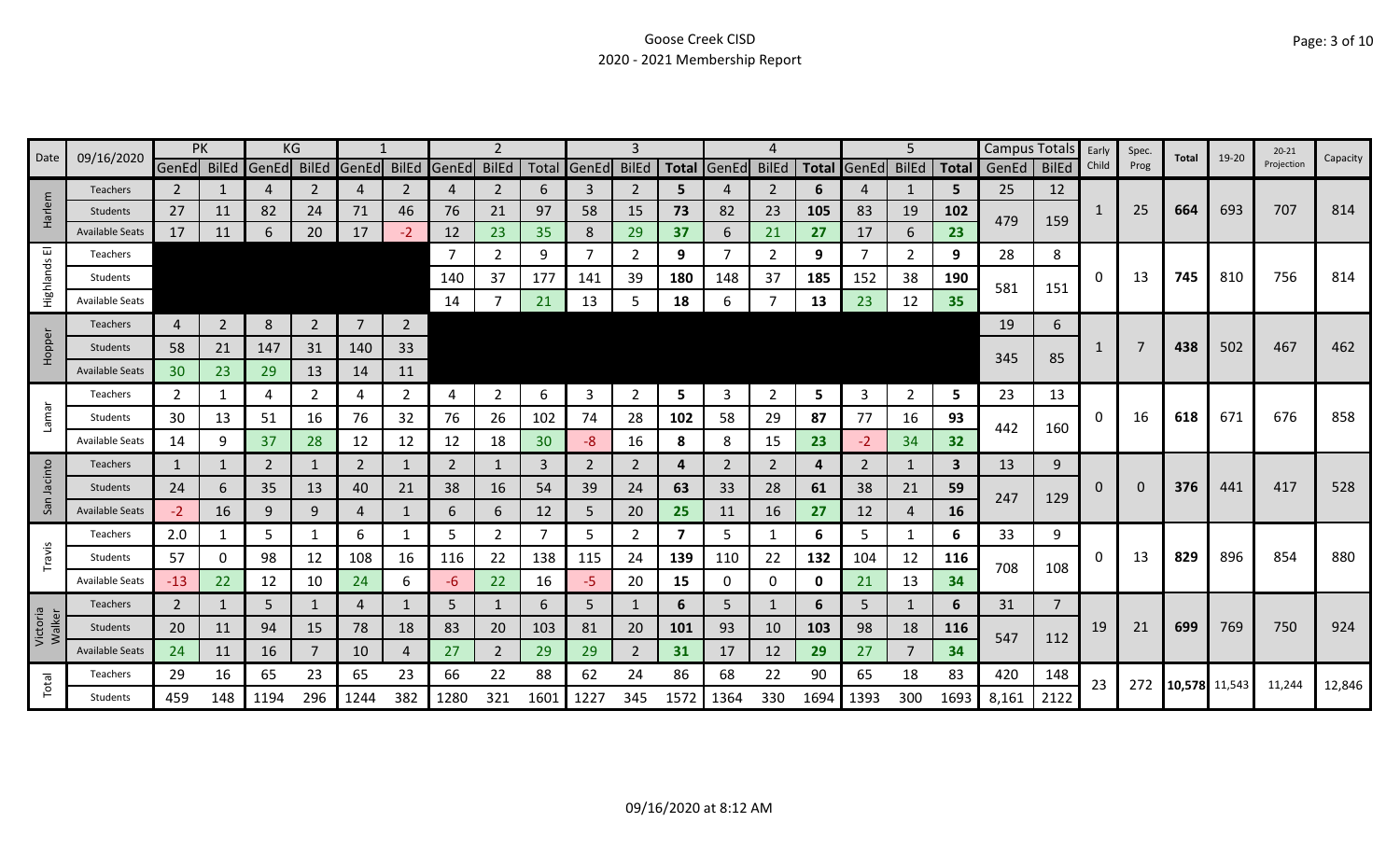# Goose Creek CISD
## 2020 - 2021 Membership Report

| Date | 09/16/2020 | PK | | KG | | 1 | | 2 | | | 3 | | | 4 | | | 5 | | | Campus Totals | | Early Child | Spec. Prog | Total | 19-20 | 20-21 Projection | Capacity |
|---|---|---|---|---|---|---|---|---|---|---|---|---|---|---|---|---|---|---|---|---|---|---|---|---|---|---|---|
| | | GenEd | BilEd | GenEd | BilEd | GenEd | BilEd | GenEd | BilEd | Total | GenEd | BilEd | Total | GenEd | BilEd | Total | GenEd | BilEd | Total | GenEd | BilEd | | | | | | |
| Harlem | Teachers | 2 | 1 | 4 | 2 | 4 | 2 | 4 | 2 | 6 | 3 | 2 | 5 | 4 | 2 | 6 | 4 | 1 | 5 | 25 | 12 | 1 | 25 | 664 | 693 | 707 | 814 |
| | Students | 27 | 11 | 82 | 24 | 71 | 46 | 76 | 21 | 97 | 58 | 15 | 73 | 82 | 23 | 105 | 83 | 19 | 102 | 479 | 159 | | | | | | |
| | Available Seats | 17 | 11 | 6 | 20 | 17 | -2 | 12 | 23 | 35 | 8 | 29 | 37 | 6 | 21 | 27 | 17 | 6 | 23 | | | | | | | | |
| Highlands El | Teachers | | | | | | | 7 | 2 | 9 | 7 | 2 | 9 | 7 | 2 | 9 | 7 | 2 | 9 | 28 | 8 | 0 | 13 | 745 | 810 | 756 | 814 |
| | Students | | | | | | | 140 | 37 | 177 | 141 | 39 | 180 | 148 | 37 | 185 | 152 | 38 | 190 | 581 | 151 | | | | | | |
| | Available Seats | | | | | | | 14 | 7 | 21 | 13 | 5 | 18 | 6 | 7 | 13 | 23 | 12 | 35 | | | | | | | | |
| Hopper | Teachers | 4 | 2 | 8 | 2 | 7 | 2 | | | | | | | | | | | | | 19 | 6 | 1 | 7 | 438 | 502 | 467 | 462 |
| | Students | 58 | 21 | 147 | 31 | 140 | 33 | | | | | | | | | | | | | 345 | 85 | | | | | | |
| | Available Seats | 30 | 23 | 29 | 13 | 14 | 11 | | | | | | | | | | | | | | | | | | | | |
| Lamar | Teachers | 2 | 1 | 4 | 2 | 4 | 2 | 4 | 2 | 6 | 3 | 2 | 5 | 3 | 2 | 5 | 3 | 2 | 5 | 23 | 13 | 0 | 16 | 618 | 671 | 676 | 858 |
| | Students | 30 | 13 | 51 | 16 | 76 | 32 | 76 | 26 | 102 | 74 | 28 | 102 | 58 | 29 | 87 | 77 | 16 | 93 | 442 | 160 | | | | | | |
| | Available Seats | 14 | 9 | 37 | 28 | 12 | 12 | 12 | 18 | 30 | -8 | 16 | 8 | 8 | 15 | 23 | -2 | 34 | 32 | | | | | | | | |
| San Jacinto | Teachers | 1 | 1 | 2 | 1 | 2 | 1 | 2 | 1 | 3 | 2 | 2 | 4 | 2 | 2 | 4 | 2 | 1 | 3 | 13 | 9 | 0 | 0 | 376 | 441 | 417 | 528 |
| | Students | 24 | 6 | 35 | 13 | 40 | 21 | 38 | 16 | 54 | 39 | 24 | 63 | 33 | 28 | 61 | 38 | 21 | 59 | 247 | 129 | | | | | | |
| | Available Seats | -2 | 16 | 9 | 9 | 4 | 1 | 6 | 6 | 12 | 5 | 20 | 25 | 11 | 16 | 27 | 12 | 4 | 16 | | | | | | | | |
| Travis | Teachers | 2.0 | 1 | 5 | 1 | 6 | 1 | 5 | 2 | 7 | 5 | 2 | 7 | 5 | 1 | 6 | 5 | 1 | 6 | 33 | 9 | 0 | 13 | 829 | 896 | 854 | 880 |
| | Students | 57 | 0 | 98 | 12 | 108 | 16 | 116 | 22 | 138 | 115 | 24 | 139 | 110 | 22 | 132 | 104 | 12 | 116 | 708 | 108 | | | | | | |
| | Available Seats | -13 | 22 | 12 | 10 | 24 | 6 | -6 | 22 | 16 | -5 | 20 | 15 | 0 | 0 | 0 | 21 | 13 | 34 | | | | | | | | |
| Victoria Walker | Teachers | 2 | 1 | 5 | 1 | 4 | 1 | 5 | 1 | 6 | 5 | 1 | 6 | 5 | 1 | 6 | 5 | 1 | 6 | 31 | 7 | 19 | 21 | 699 | 769 | 750 | 924 |
| | Students | 20 | 11 | 94 | 15 | 78 | 18 | 83 | 20 | 103 | 81 | 20 | 101 | 93 | 10 | 103 | 98 | 18 | 116 | 547 | 112 | | | | | | |
| | Available Seats | 24 | 11 | 16 | 7 | 10 | 4 | 27 | 2 | 29 | 29 | 2 | 31 | 17 | 12 | 29 | 27 | 7 | 34 | | | | | | | | |
| Total | Teachers | 29 | 16 | 65 | 23 | 65 | 23 | 66 | 22 | 88 | 62 | 24 | 86 | 68 | 22 | 90 | 65 | 18 | 83 | 420 | 148 | 23 | 272 | 10,578 | 11,543 | 11,244 | 12,846 |
| | Students | 459 | 148 | 1194 | 296 | 1244 | 382 | 1280 | 321 | 1601 | 1227 | 345 | 1572 | 1364 | 330 | 1694 | 1393 | 300 | 1693 | 8,161 | 2122 | | | | | | |

09/16/2020 at 8:12 AM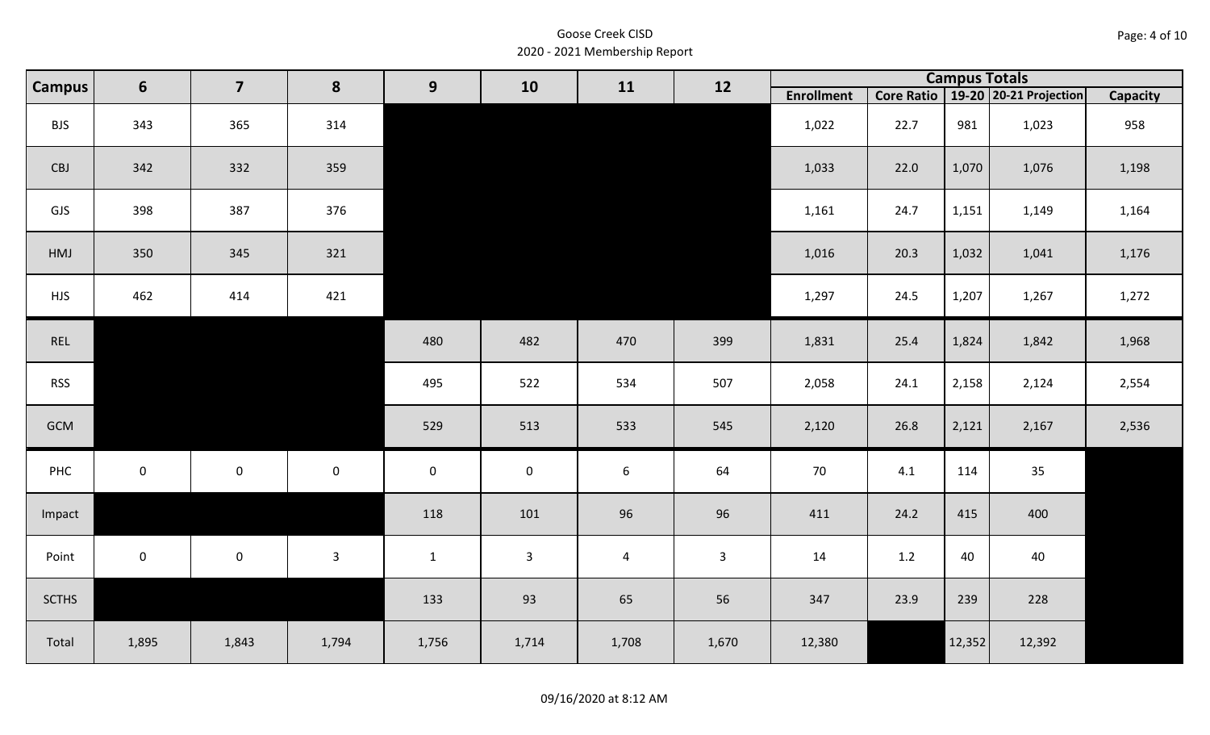# Goose Creek CISD
## 2020 - 2021 Membership Report

| Campus | 6 | 7 | 8 | 9 | 10 | 11 | 12 | Campus Totals | | | | |
|---|---|---|---|---|---|---|---|---|---|---|---|---|
| | | | | | | | | Enrollment | Core Ratio | 19-20 | 20-21 Projection | Capacity |
| BJS | 343 | 365 | 314 | | | | | 1,022 | 22.7 | 981 | 1,023 | 958 |
| CBJ | 342 | 332 | 359 | | | | | 1,033 | 22.0 | 1,070 | 1,076 | 1,198 |
| GJS | 398 | 387 | 376 | | | | | 1,161 | 24.7 | 1,151 | 1,149 | 1,164 |
| HMJ | 350 | 345 | 321 | | | | | 1,016 | 20.3 | 1,032 | 1,041 | 1,176 |
| HJS | 462 | 414 | 421 | | | | | 1,297 | 24.5 | 1,207 | 1,267 | 1,272 |
| REL | | | | 480 | 482 | 470 | 399 | 1,831 | 25.4 | 1,824 | 1,842 | 1,968 |
| RSS | | | | 495 | 522 | 534 | 507 | 2,058 | 24.1 | 2,158 | 2,124 | 2,554 |
| GCM | | | | 529 | 513 | 533 | 545 | 2,120 | 26.8 | 2,121 | 2,167 | 2,536 |
| PHC | 0 | 0 | 0 | 0 | 0 | 6 | 64 | 70 | 4.1 | 114 | 35 | |
| Impact | | | | 118 | 101 | 96 | 96 | 411 | 24.2 | 415 | 400 | |
| Point | 0 | 0 | 3 | 1 | 3 | 4 | 3 | 14 | 1.2 | 40 | 40 | |
| SCTHS | | | | 133 | 93 | 65 | 56 | 347 | 23.9 | 239 | 228 | |
| Total | 1,895 | 1,843 | 1,794 | 1,756 | 1,714 | 1,708 | 1,670 | 12,380 | | 12,352 | 12,392 | |

09/16/2020 at 8:12 AM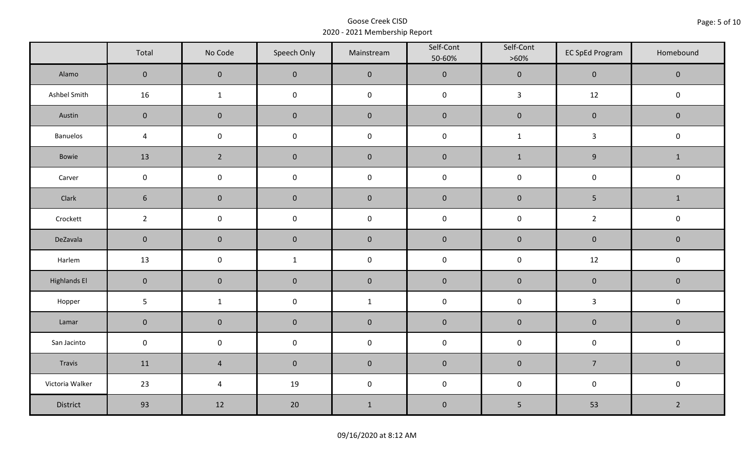Goose Creek CISD
2020 - 2021 Membership Report

| | Total | No Code | Speech Only | Mainstream | Self-Cont 50-60% | Self-Cont >60% | EC SpEd Program | Homebound |
|---|---|---|---|---|---|---|---|---|
| Alamo | 0 | 0 | 0 | 0 | 0 | 0 | 0 | 0 |
| Ashbel Smith | 16 | 1 | 0 | 0 | 0 | 3 | 12 | 0 |
| Austin | 0 | 0 | 0 | 0 | 0 | 0 | 0 | 0 |
| Banuelos | 4 | 0 | 0 | 0 | 0 | 1 | 3 | 0 |
| Bowie | 13 | 2 | 0 | 0 | 0 | 1 | 9 | 1 |
| Carver | 0 | 0 | 0 | 0 | 0 | 0 | 0 | 0 |
| Clark | 6 | 0 | 0 | 0 | 0 | 0 | 5 | 1 |
| Crockett | 2 | 0 | 0 | 0 | 0 | 0 | 2 | 0 |
| DeZavala | 0 | 0 | 0 | 0 | 0 | 0 | 0 | 0 |
| Harlem | 13 | 0 | 1 | 0 | 0 | 0 | 12 | 0 |
| Highlands El | 0 | 0 | 0 | 0 | 0 | 0 | 0 | 0 |
| Hopper | 5 | 1 | 0 | 1 | 0 | 0 | 3 | 0 |
| Lamar | 0 | 0 | 0 | 0 | 0 | 0 | 0 | 0 |
| San Jacinto | 0 | 0 | 0 | 0 | 0 | 0 | 0 | 0 |
| Travis | 11 | 4 | 0 | 0 | 0 | 0 | 7 | 0 |
| Victoria Walker | 23 | 4 | 19 | 0 | 0 | 0 | 0 | 0 |
| District | 93 | 12 | 20 | 1 | 0 | 5 | 53 | 2 |

09/16/2020 at 8:12 AM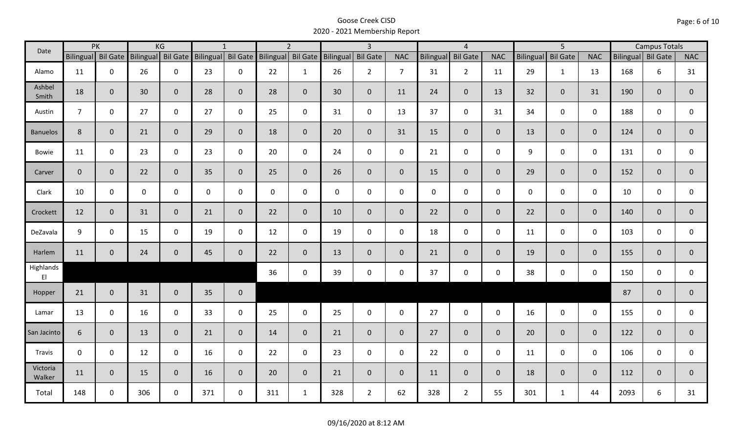# Goose Creek CISD
## 2020 - 2021 Membership Report

| Date | PK | | KG | | 1 | | 2 | | 3 | | | 4 | | | 5 | | | Campus Totals | | |
|---|---|---|---|---|---|---|---|---|---|---|---|---|---|---|---|---|---|---|---|---|
| | Bilingual | Bil Gate | Bilingual | Bil Gate | Bilingual | Bil Gate | Bilingual | Bil Gate | Bilingual | Bil Gate | NAC | Bilingual | Bil Gate | NAC | Bilingual | Bil Gate | NAC | Bilingual | Bil Gate | NAC |
| Alamo | 11 | 0 | 26 | 0 | 23 | 0 | 22 | 1 | 26 | 2 | 7 | 31 | 2 | 11 | 29 | 1 | 13 | 168 | 6 | 31 |
| Ashbel Smith | 18 | 0 | 30 | 0 | 28 | 0 | 28 | 0 | 30 | 0 | 11 | 24 | 0 | 13 | 32 | 0 | 31 | 190 | 0 | 0 |
| Austin | 7 | 0 | 27 | 0 | 27 | 0 | 25 | 0 | 31 | 0 | 13 | 37 | 0 | 31 | 34 | 0 | 0 | 188 | 0 | 0 |
| Banuelos | 8 | 0 | 21 | 0 | 29 | 0 | 18 | 0 | 20 | 0 | 31 | 15 | 0 | 0 | 13 | 0 | 0 | 124 | 0 | 0 |
| Bowie | 11 | 0 | 23 | 0 | 23 | 0 | 20 | 0 | 24 | 0 | 0 | 21 | 0 | 0 | 9 | 0 | 0 | 131 | 0 | 0 |
| Carver | 0 | 0 | 22 | 0 | 35 | 0 | 25 | 0 | 26 | 0 | 0 | 15 | 0 | 0 | 29 | 0 | 0 | 152 | 0 | 0 |
| Clark | 10 | 0 | 0 | 0 | 0 | 0 | 0 | 0 | 0 | 0 | 0 | 0 | 0 | 0 | 0 | 0 | 0 | 10 | 0 | 0 |
| Crockett | 12 | 0 | 31 | 0 | 21 | 0 | 22 | 0 | 10 | 0 | 0 | 22 | 0 | 0 | 22 | 0 | 0 | 140 | 0 | 0 |
| DeZavala | 9 | 0 | 15 | 0 | 19 | 0 | 12 | 0 | 19 | 0 | 0 | 18 | 0 | 0 | 11 | 0 | 0 | 103 | 0 | 0 |
| Harlem | 11 | 0 | 24 | 0 | 45 | 0 | 22 | 0 | 13 | 0 | 0 | 21 | 0 | 0 | 19 | 0 | 0 | 155 | 0 | 0 |
| Highlands El | | | | | | | 36 | 0 | 39 | 0 | 0 | 37 | 0 | 0 | 38 | 0 | 0 | 150 | 0 | 0 |
| Hopper | 21 | 0 | 31 | 0 | 35 | 0 | | | | | | | | | | | | 87 | 0 | 0 |
| Lamar | 13 | 0 | 16 | 0 | 33 | 0 | 25 | 0 | 25 | 0 | 0 | 27 | 0 | 0 | 16 | 0 | 0 | 155 | 0 | 0 |
| San Jacinto | 6 | 0 | 13 | 0 | 21 | 0 | 14 | 0 | 21 | 0 | 0 | 27 | 0 | 0 | 20 | 0 | 0 | 122 | 0 | 0 |
| Travis | 0 | 0 | 12 | 0 | 16 | 0 | 22 | 0 | 23 | 0 | 0 | 22 | 0 | 0 | 11 | 0 | 0 | 106 | 0 | 0 |
| Victoria Walker | 11 | 0 | 15 | 0 | 16 | 0 | 20 | 0 | 21 | 0 | 0 | 11 | 0 | 0 | 18 | 0 | 0 | 112 | 0 | 0 |
| Total | 148 | 0 | 306 | 0 | 371 | 0 | 311 | 1 | 328 | 2 | 62 | 328 | 2 | 55 | 301 | 1 | 44 | 2093 | 6 | 31 |

09/16/2020 at 8:12 AM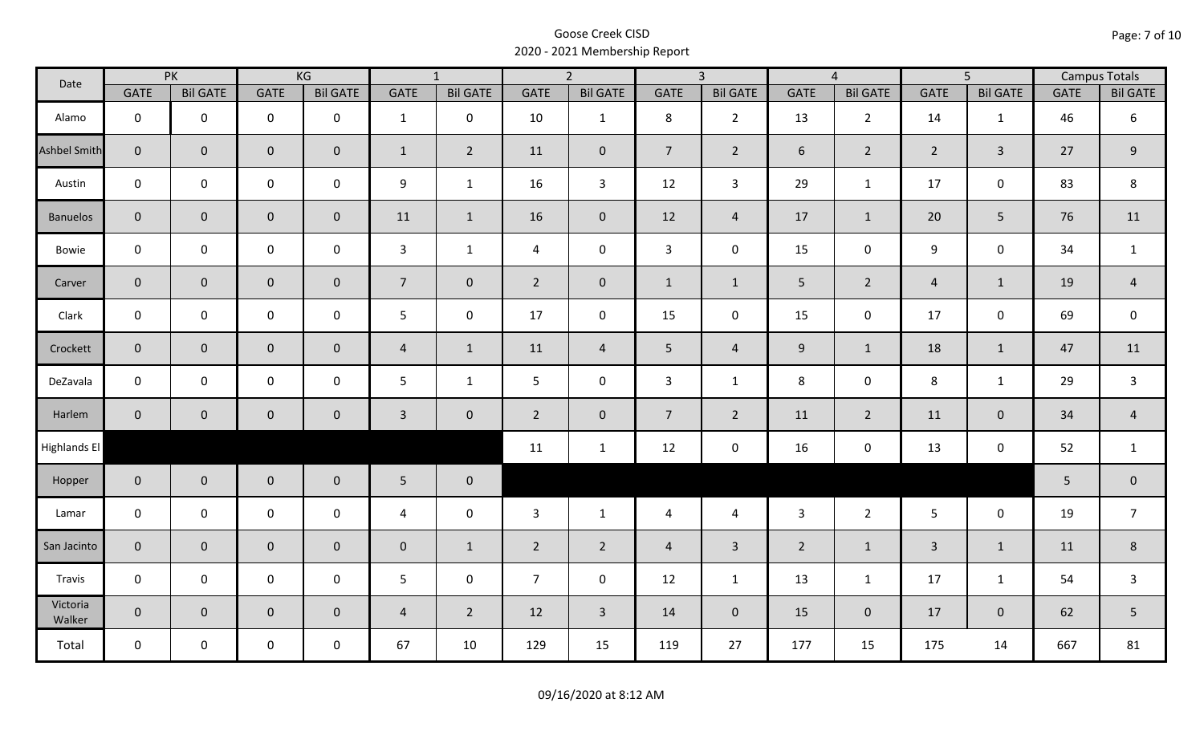# Goose Creek CISD
## 2020 - 2021 Membership Report

| Date | PK | | KG | | 1 | | 2 | | 3 | | 4 | | 5 | | Campus Totals | |
|---|---|---|---|---|---|---|---|---|---|---|---|---|---|---|---|---|
| | GATE | Bil GATE | GATE | Bil GATE | GATE | Bil GATE | GATE | Bil GATE | GATE | Bil GATE | GATE | Bil GATE | GATE | Bil GATE | GATE | Bil GATE |
| Alamo | 0 | 0 | 0 | 0 | 1 | 0 | 10 | 1 | 8 | 2 | 13 | 2 | 14 | 1 | 46 | 6 |
| Ashbel Smith | 0 | 0 | 0 | 0 | 1 | 2 | 11 | 0 | 7 | 2 | 6 | 2 | 2 | 3 | 27 | 9 |
| Austin | 0 | 0 | 0 | 0 | 9 | 1 | 16 | 3 | 12 | 3 | 29 | 1 | 17 | 0 | 83 | 8 |
| Banuelos | 0 | 0 | 0 | 0 | 11 | 1 | 16 | 0 | 12 | 4 | 17 | 1 | 20 | 5 | 76 | 11 |
| Bowie | 0 | 0 | 0 | 0 | 3 | 1 | 4 | 0 | 3 | 0 | 15 | 0 | 9 | 0 | 34 | 1 |
| Carver | 0 | 0 | 0 | 0 | 7 | 0 | 2 | 0 | 1 | 1 | 5 | 2 | 4 | 1 | 19 | 4 |
| Clark | 0 | 0 | 0 | 0 | 5 | 0 | 17 | 0 | 15 | 0 | 15 | 0 | 17 | 0 | 69 | 0 |
| Crockett | 0 | 0 | 0 | 0 | 4 | 1 | 11 | 4 | 5 | 4 | 9 | 1 | 18 | 1 | 47 | 11 |
| DeZavala | 0 | 0 | 0 | 0 | 5 | 1 | 5 | 0 | 3 | 1 | 8 | 0 | 8 | 1 | 29 | 3 |
| Harlem | 0 | 0 | 0 | 0 | 3 | 0 | 2 | 0 | 7 | 2 | 11 | 2 | 11 | 0 | 34 | 4 |
| Highlands El | | | | | | | 11 | 1 | 12 | 0 | 16 | 0 | 13 | 0 | 52 | 1 |
| Hopper | 0 | 0 | 0 | 0 | 5 | 0 | | | | | | | | | 5 | 0 |
| Lamar | 0 | 0 | 0 | 0 | 4 | 0 | 3 | 1 | 4 | 4 | 3 | 2 | 5 | 0 | 19 | 7 |
| San Jacinto | 0 | 0 | 0 | 0 | 0 | 1 | 2 | 2 | 4 | 3 | 2 | 1 | 3 | 1 | 11 | 8 |
| Travis | 0 | 0 | 0 | 0 | 5 | 0 | 7 | 0 | 12 | 1 | 13 | 1 | 17 | 1 | 54 | 3 |
| Victoria Walker | 0 | 0 | 0 | 0 | 4 | 2 | 12 | 3 | 14 | 0 | 15 | 0 | 17 | 0 | 62 | 5 |
| Total | 0 | 0 | 0 | 0 | 67 | 10 | 129 | 15 | 119 | 27 | 177 | 15 | 175 | 14 | 667 | 81 |

09/16/2020 at 8:12 AM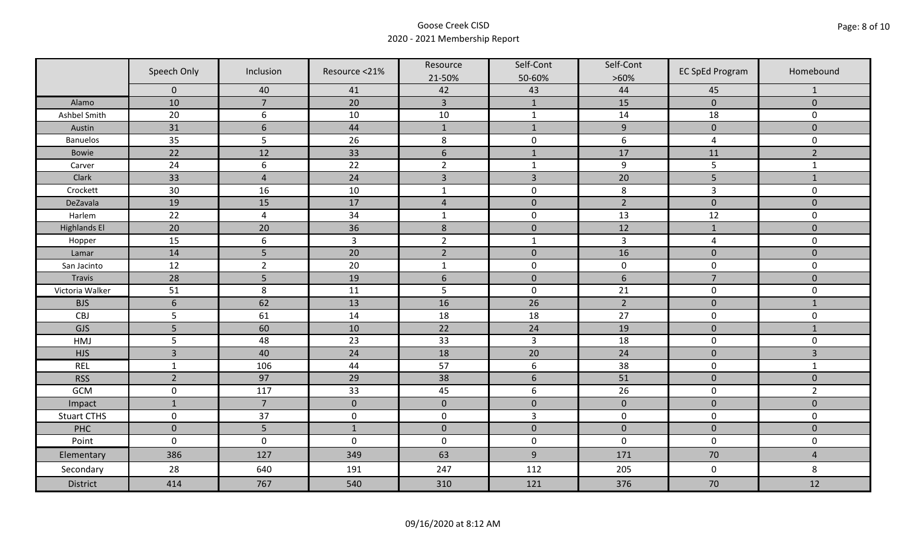# Goose Creek CISD
## 2020 - 2021 Membership Report

| | Speech Only | Inclusion | Resource <21% | Resource 21-50% | Self-Cont 50-60% | Self-Cont >60% | EC SpEd Program | Homebound |
|---|---|---|---|---|---|---|---|---|
| | 0 | 40 | 41 | 42 | 43 | 44 | 45 | 1 |
| Alamo | 10 | 7 | 20 | 3 | 1 | 15 | 0 | 0 |
| Ashbel Smith | 20 | 6 | 10 | 10 | 1 | 14 | 18 | 0 |
| Austin | 31 | 6 | 44 | 1 | 1 | 9 | 0 | 0 |
| Banuelos | 35 | 5 | 26 | 8 | 0 | 6 | 4 | 0 |
| Bowie | 22 | 12 | 33 | 6 | 1 | 17 | 11 | 2 |
| Carver | 24 | 6 | 22 | 2 | 1 | 9 | 5 | 1 |
| Clark | 33 | 4 | 24 | 3 | 3 | 20 | 5 | 1 |
| Crockett | 30 | 16 | 10 | 1 | 0 | 8 | 3 | 0 |
| DeZavala | 19 | 15 | 17 | 4 | 0 | 2 | 0 | 0 |
| Harlem | 22 | 4 | 34 | 1 | 0 | 13 | 12 | 0 |
| Highlands El | 20 | 20 | 36 | 8 | 0 | 12 | 1 | 0 |
| Hopper | 15 | 6 | 3 | 2 | 1 | 3 | 4 | 0 |
| Lamar | 14 | 5 | 20 | 2 | 0 | 16 | 0 | 0 |
| San Jacinto | 12 | 2 | 20 | 1 | 0 | 0 | 0 | 0 |
| Travis | 28 | 5 | 19 | 6 | 0 | 6 | 7 | 0 |
| Victoria Walker | 51 | 8 | 11 | 5 | 0 | 21 | 0 | 0 |
| BJS | 6 | 62 | 13 | 16 | 26 | 2 | 0 | 1 |
| CBJ | 5 | 61 | 14 | 18 | 18 | 27 | 0 | 0 |
| GJS | 5 | 60 | 10 | 22 | 24 | 19 | 0 | 1 |
| HMJ | 5 | 48 | 23 | 33 | 3 | 18 | 0 | 0 |
| HJS | 3 | 40 | 24 | 18 | 20 | 24 | 0 | 3 |
| REL | 1 | 106 | 44 | 57 | 6 | 38 | 0 | 1 |
| RSS | 2 | 97 | 29 | 38 | 6 | 51 | 0 | 0 |
| GCM | 0 | 117 | 33 | 45 | 6 | 26 | 0 | 2 |
| Impact | 1 | 7 | 0 | 0 | 0 | 0 | 0 | 0 |
| Stuart CTHS | 0 | 37 | 0 | 0 | 3 | 0 | 0 | 0 |
| PHC | 0 | 5 | 1 | 0 | 0 | 0 | 0 | 0 |
| Point | 0 | 0 | 0 | 0 | 0 | 0 | 0 | 0 |
| Elementary | 386 | 127 | 349 | 63 | 9 | 171 | 70 | 4 |
| Secondary | 28 | 640 | 191 | 247 | 112 | 205 | 0 | 8 |
| District | 414 | 767 | 540 | 310 | 121 | 376 | 70 | 12 |

09/16/2020 at 8:12 AM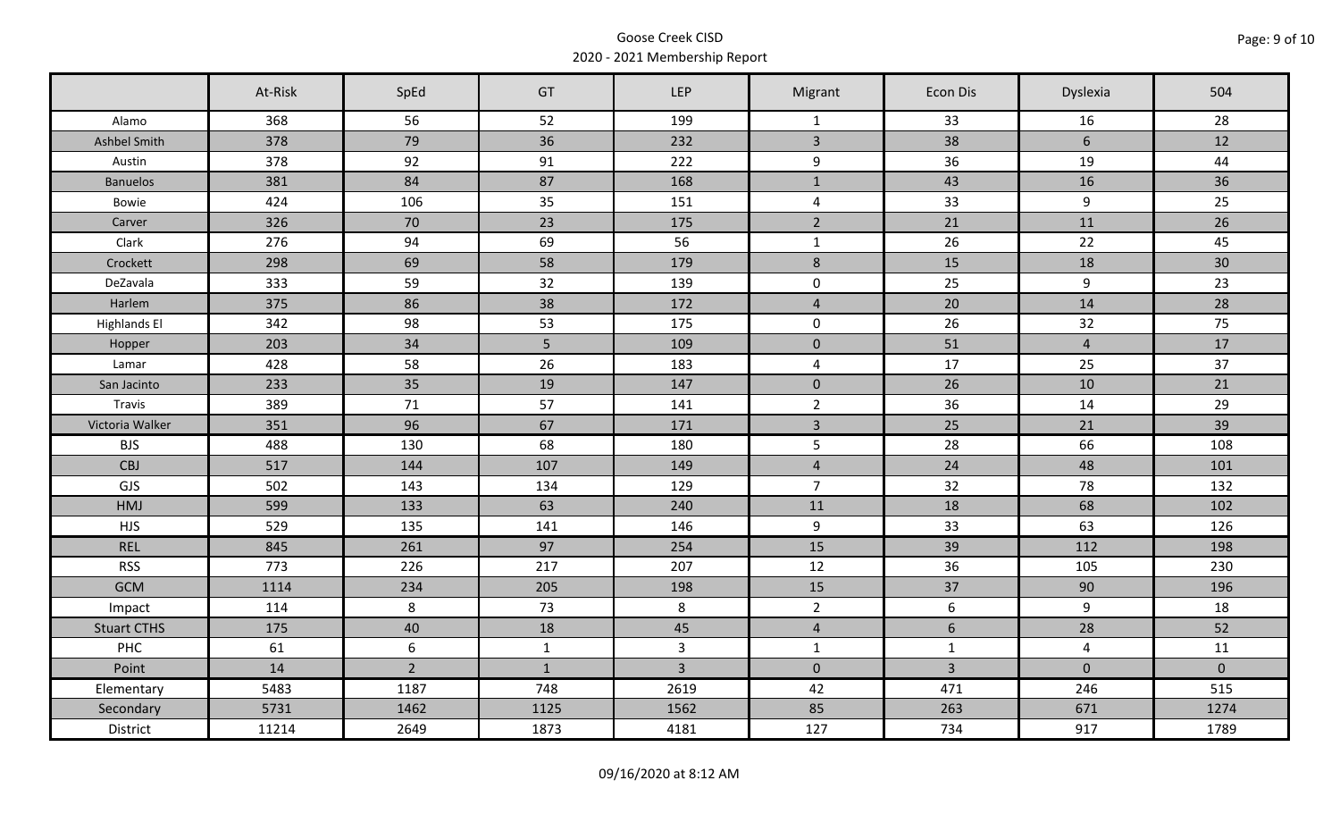Goose Creek CISD
2020 - 2021 Membership Report

| | At-Risk | SpEd | GT | LEP | Migrant | Econ Dis | Dyslexia | 504 |
|---|---|---|---|---|---|---|---|---|
| Alamo | 368 | 56 | 52 | 199 | 1 | 33 | 16 | 28 |
| Ashbel Smith | 378 | 79 | 36 | 232 | 3 | 38 | 6 | 12 |
| Austin | 378 | 92 | 91 | 222 | 9 | 36 | 19 | 44 |
| Banuelos | 381 | 84 | 87 | 168 | 1 | 43 | 16 | 36 |
| Bowie | 424 | 106 | 35 | 151 | 4 | 33 | 9 | 25 |
| Carver | 326 | 70 | 23 | 175 | 2 | 21 | 11 | 26 |
| Clark | 276 | 94 | 69 | 56 | 1 | 26 | 22 | 45 |
| Crockett | 298 | 69 | 58 | 179 | 8 | 15 | 18 | 30 |
| DeZavala | 333 | 59 | 32 | 139 | 0 | 25 | 9 | 23 |
| Harlem | 375 | 86 | 38 | 172 | 4 | 20 | 14 | 28 |
| Highlands El | 342 | 98 | 53 | 175 | 0 | 26 | 32 | 75 |
| Hopper | 203 | 34 | 5 | 109 | 0 | 51 | 4 | 17 |
| Lamar | 428 | 58 | 26 | 183 | 4 | 17 | 25 | 37 |
| San Jacinto | 233 | 35 | 19 | 147 | 0 | 26 | 10 | 21 |
| Travis | 389 | 71 | 57 | 141 | 2 | 36 | 14 | 29 |
| Victoria Walker | 351 | 96 | 67 | 171 | 3 | 25 | 21 | 39 |
| BJS | 488 | 130 | 68 | 180 | 5 | 28 | 66 | 108 |
| CBJ | 517 | 144 | 107 | 149 | 4 | 24 | 48 | 101 |
| GJS | 502 | 143 | 134 | 129 | 7 | 32 | 78 | 132 |
| HMJ | 599 | 133 | 63 | 240 | 11 | 18 | 68 | 102 |
| HJS | 529 | 135 | 141 | 146 | 9 | 33 | 63 | 126 |
| REL | 845 | 261 | 97 | 254 | 15 | 39 | 112 | 198 |
| RSS | 773 | 226 | 217 | 207 | 12 | 36 | 105 | 230 |
| GCM | 1114 | 234 | 205 | 198 | 15 | 37 | 90 | 196 |
| Impact | 114 | 8 | 73 | 8 | 2 | 6 | 9 | 18 |
| Stuart CTHS | 175 | 40 | 18 | 45 | 4 | 6 | 28 | 52 |
| PHC | 61 | 6 | 1 | 3 | 1 | 1 | 4 | 11 |
| Point | 14 | 2 | 1 | 3 | 0 | 3 | 0 | 0 |
| Elementary | 5483 | 1187 | 748 | 2619 | 42 | 471 | 246 | 515 |
| Secondary | 5731 | 1462 | 1125 | 1562 | 85 | 263 | 671 | 1274 |
| District | 11214 | 2649 | 1873 | 4181 | 127 | 734 | 917 | 1789 |

09/16/2020 at 8:12 AM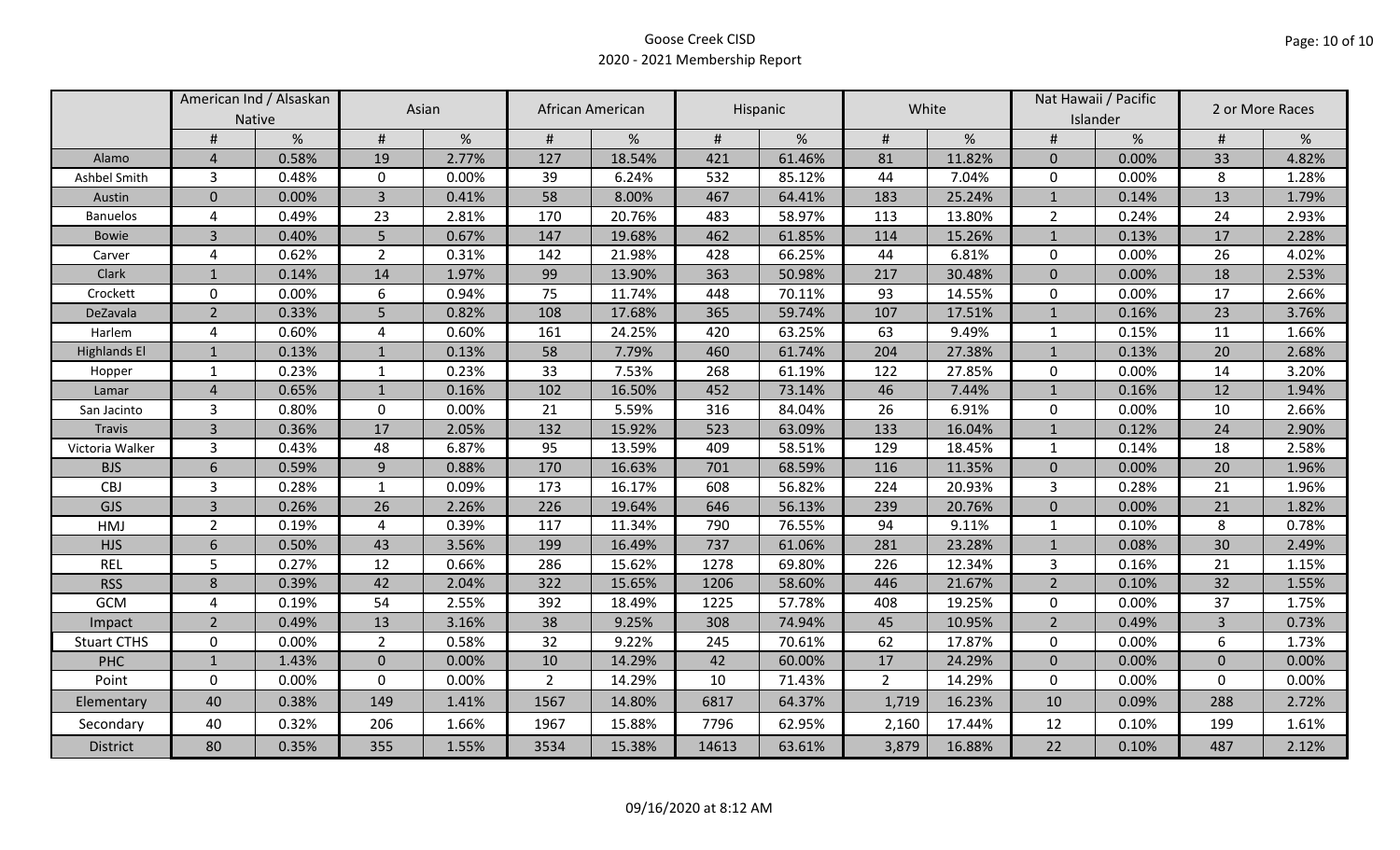Goose Creek CISD
2020 - 2021 Membership Report

| | American Ind / Alsaskan Native | | Asian | | African American | | Hispanic | | White | | Nat Hawaii / Pacific Islander | | 2 or More Races | |
|---|---|---|---|---|---|---|---|---|---|---|---|---|---|---|
| | # | % | # | % | # | % | # | % | # | % | # | % | # | % |
| Alamo | 4 | 0.58% | 19 | 2.77% | 127 | 18.54% | 421 | 61.46% | 81 | 11.82% | 0 | 0.00% | 33 | 4.82% |
| Ashbel Smith | 3 | 0.48% | 0 | 0.00% | 39 | 6.24% | 532 | 85.12% | 44 | 7.04% | 0 | 0.00% | 8 | 1.28% |
| Austin | 0 | 0.00% | 3 | 0.41% | 58 | 8.00% | 467 | 64.41% | 183 | 25.24% | 1 | 0.14% | 13 | 1.79% |
| Banuelos | 4 | 0.49% | 23 | 2.81% | 170 | 20.76% | 483 | 58.97% | 113 | 13.80% | 2 | 0.24% | 24 | 2.93% |
| Bowie | 3 | 0.40% | 5 | 0.67% | 147 | 19.68% | 462 | 61.85% | 114 | 15.26% | 1 | 0.13% | 17 | 2.28% |
| Carver | 4 | 0.62% | 2 | 0.31% | 142 | 21.98% | 428 | 66.25% | 44 | 6.81% | 0 | 0.00% | 26 | 4.02% |
| Clark | 1 | 0.14% | 14 | 1.97% | 99 | 13.90% | 363 | 50.98% | 217 | 30.48% | 0 | 0.00% | 18 | 2.53% |
| Crockett | 0 | 0.00% | 6 | 0.94% | 75 | 11.74% | 448 | 70.11% | 93 | 14.55% | 0 | 0.00% | 17 | 2.66% |
| DeZavala | 2 | 0.33% | 5 | 0.82% | 108 | 17.68% | 365 | 59.74% | 107 | 17.51% | 1 | 0.16% | 23 | 3.76% |
| Harlem | 4 | 0.60% | 4 | 0.60% | 161 | 24.25% | 420 | 63.25% | 63 | 9.49% | 1 | 0.15% | 11 | 1.66% |
| Highlands El | 1 | 0.13% | 1 | 0.13% | 58 | 7.79% | 460 | 61.74% | 204 | 27.38% | 1 | 0.13% | 20 | 2.68% |
| Hopper | 1 | 0.23% | 1 | 0.23% | 33 | 7.53% | 268 | 61.19% | 122 | 27.85% | 0 | 0.00% | 14 | 3.20% |
| Lamar | 4 | 0.65% | 1 | 0.16% | 102 | 16.50% | 452 | 73.14% | 46 | 7.44% | 1 | 0.16% | 12 | 1.94% |
| San Jacinto | 3 | 0.80% | 0 | 0.00% | 21 | 5.59% | 316 | 84.04% | 26 | 6.91% | 0 | 0.00% | 10 | 2.66% |
| Travis | 3 | 0.36% | 17 | 2.05% | 132 | 15.92% | 523 | 63.09% | 133 | 16.04% | 1 | 0.12% | 24 | 2.90% |
| Victoria Walker | 3 | 0.43% | 48 | 6.87% | 95 | 13.59% | 409 | 58.51% | 129 | 18.45% | 1 | 0.14% | 18 | 2.58% |
| BJS | 6 | 0.59% | 9 | 0.88% | 170 | 16.63% | 701 | 68.59% | 116 | 11.35% | 0 | 0.00% | 20 | 1.96% |
| CBJ | 3 | 0.28% | 1 | 0.09% | 173 | 16.17% | 608 | 56.82% | 224 | 20.93% | 3 | 0.28% | 21 | 1.96% |
| GJS | 3 | 0.26% | 26 | 2.26% | 226 | 19.64% | 646 | 56.13% | 239 | 20.76% | 0 | 0.00% | 21 | 1.82% |
| HMJ | 2 | 0.19% | 4 | 0.39% | 117 | 11.34% | 790 | 76.55% | 94 | 9.11% | 1 | 0.10% | 8 | 0.78% |
| HJS | 6 | 0.50% | 43 | 3.56% | 199 | 16.49% | 737 | 61.06% | 281 | 23.28% | 1 | 0.08% | 30 | 2.49% |
| REL | 5 | 0.27% | 12 | 0.66% | 286 | 15.62% | 1278 | 69.80% | 226 | 12.34% | 3 | 0.16% | 21 | 1.15% |
| RSS | 8 | 0.39% | 42 | 2.04% | 322 | 15.65% | 1206 | 58.60% | 446 | 21.67% | 2 | 0.10% | 32 | 1.55% |
| GCM | 4 | 0.19% | 54 | 2.55% | 392 | 18.49% | 1225 | 57.78% | 408 | 19.25% | 0 | 0.00% | 37 | 1.75% |
| Impact | 2 | 0.49% | 13 | 3.16% | 38 | 9.25% | 308 | 74.94% | 45 | 10.95% | 2 | 0.49% | 3 | 0.73% |
| Stuart CTHS | 0 | 0.00% | 2 | 0.58% | 32 | 9.22% | 245 | 70.61% | 62 | 17.87% | 0 | 0.00% | 6 | 1.73% |
| PHC | 1 | 1.43% | 0 | 0.00% | 10 | 14.29% | 42 | 60.00% | 17 | 24.29% | 0 | 0.00% | 0 | 0.00% |
| Point | 0 | 0.00% | 0 | 0.00% | 2 | 14.29% | 10 | 71.43% | 2 | 14.29% | 0 | 0.00% | 0 | 0.00% |
| Elementary | 40 | 0.38% | 149 | 1.41% | 1567 | 14.80% | 6817 | 64.37% | 1,719 | 16.23% | 10 | 0.09% | 288 | 2.72% |
| Secondary | 40 | 0.32% | 206 | 1.66% | 1967 | 15.88% | 7796 | 62.95% | 2,160 | 17.44% | 12 | 0.10% | 199 | 1.61% |
| District | 80 | 0.35% | 355 | 1.55% | 3534 | 15.38% | 14613 | 63.61% | 3,879 | 16.88% | 22 | 0.10% | 487 | 2.12% |

09/16/2020 at 8:12 AM